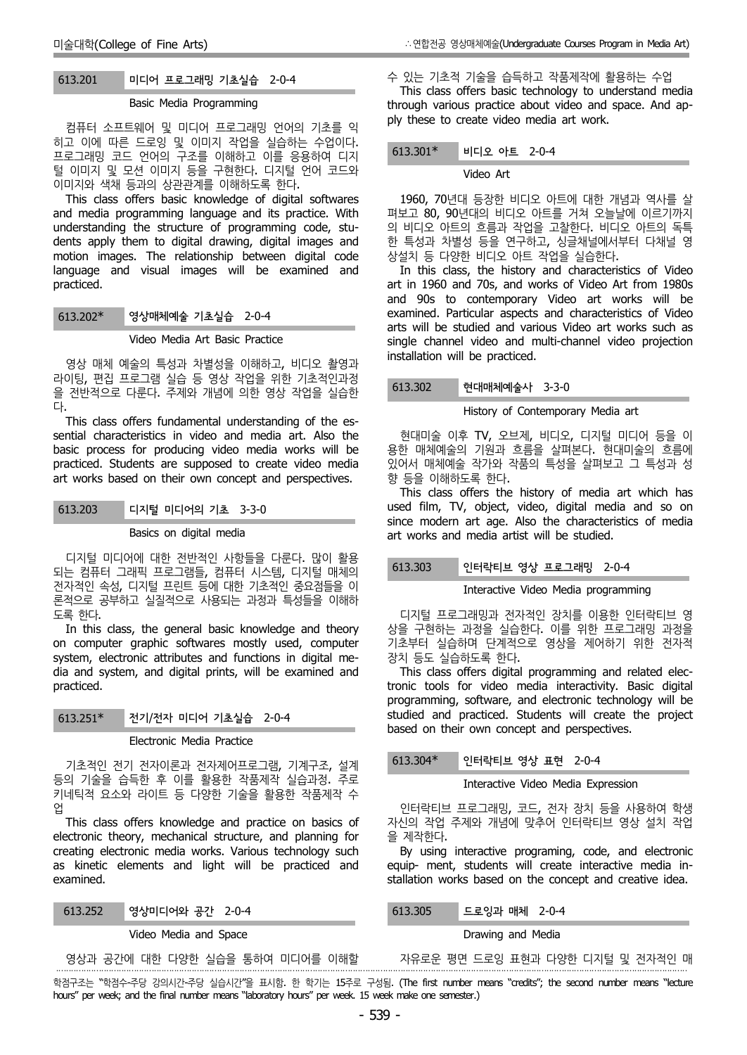### 613.201 미디어 프로그래밍 기초실습 2-0-4

Basic Media Programming

컴퓨터 소프트웨어 및 미디어 프로그래밍 언어의 기초를 익히고 이에 따른 드로잉 및 이미지 작업을 실습하는 수업이다. 프로그래밍 코드 언어의 구조를 이해하고 이를 응용하여 디지털 이미지 및 모션 이미지 등을 구현한다. 디지털 언어 코드와 이미지와 색채 등과의 상관관계를 이해하도록 한다.

This class offers basic knowledge of digital softwares and media programming language and its practice. With understanding the structure of programming code, students apply them to digital drawing, digital images and motion images. The relationship between digital code language and visual images will be examined and practiced.

### 613.202* 영상매체예술 기초실습 2-0-4

Video Media Art Basic Practice

영상 매체 예술의 특성과 차별성을 이해하고, 비디오 촬영과 라이팅, 편집 프로그램 실습 등 영상 작업을 위한 기초적인과정을 전반적으로 다룬다. 주제와 개념에 의한 영상 작업을 실습한다.

This class offers fundamental understanding of the essential characteristics in video and media art. Also the basic process for producing video media works will be practiced. Students are supposed to create video media art works based on their own concept and perspectives.

### 613.203 디지털 미디어의 기초 3-3-0

Basics on digital media

디지털 미디어에 대한 전반적인 사항들을 다룬다. 많이 활용되는 컴퓨터 그래픽 프로그램들, 컴퓨터 시스템, 디지털 매체의 전자적인 속성, 디지털 프린트 등에 대한 기초적인 중요점들을 이론적으로 공부하고 실질적으로 사용되는 과정과 특성들을 이해하도록 한다.

In this class, the general basic knowledge and theory on computer graphic softwares mostly used, computer system, electronic attributes and functions in digital media and system, and digital prints, will be examined and practiced.

### 613.251* 전기/전자 미디어 기초실습 2-0-4

Electronic Media Practice

기초적인 전기 전자이론과 전자제어프로그램, 기계구조, 설계 등의 기술을 습득한 후 이를 활용한 작품제작 실습과정. 주로 키네틱적 요소와 라이트 등 다양한 기술을 활용한 작품제작 수업

This class offers knowledge and practice on basics of electronic theory, mechanical structure, and planning for creating electronic media works. Various technology such as kinetic elements and light will be practiced and examined.

### 613.252 영상미디어와 공간 2-0-4

Video Media and Space

영상과 공간에 대한 다양한 실습을 통하여 미디어를 이해할 수 있는 기초적 기술을 습득하고 작품제작에 활용하는 수업

This class offers basic technology to understand media through various practice about video and space. And apply these to create video media art work.

### 613.301* 비디오 아트 2-0-4

Video Art

1960, 70년대 등장한 비디오 아트에 대한 개념과 역사를 살펴보고 80, 90년대의 비디오 아트를 거쳐 오늘날에 이르기까지의 비디오 아트의 흐름과 작업을 고찰한다. 비디오 아트의 독특한 특성과 차별성 등을 연구하고, 싱글채널에서부터 다채널 영상설치 등 다양한 비디오 아트 작업을 실습한다.

In this class, the history and characteristics of Video art in 1960 and 70s, and works of Video Art from 1980s and 90s to contemporary Video art works will be examined. Particular aspects and characteristics of Video arts will be studied and various Video art works such as single channel video and multi-channel video projection installation will be practiced.

### 613.302 현대매체예술사 3-3-0

History of Contemporary Media art

현대미술 이후 TV, 오브제, 비디오, 디지털 미디어 등을 이용한 매체예술의 기원과 흐름을 살펴본다. 현대미술의 흐름에 있어서 매체예술 작가와 작품의 특성을 살펴보고 그 특성과 성향 등을 이해하도록 한다.

This class offers the history of media art which has used film, TV, object, video, digital media and so on since modern art age. Also the characteristics of media art works and media artist will be studied.

### 613.303 인터락티브 영상 프로그래밍 2-0-4

Interactive Video Media programming

디지털 프로그래밍과 전자적인 장치를 이용한 인터락티브 영상을 구현하는 과정을 실습한다. 이를 위한 프로그래밍 과정을 기초부터 실습하며 단계적으로 영상을 제어하기 위한 전자적 장치 등도 실습하도록 한다.

This class offers digital programming and related electronic tools for video media interactivity. Basic digital programming, software, and electronic technology will be studied and practiced. Students will create the project based on their own concept and perspectives.

### 613.304* 인터락티브 영상 표현 2-0-4

Interactive Video Media Expression

인터락티브 프로그래밍, 코드, 전자 장치 등을 사용하여 학생 자신의 작업 주제와 개념에 맞추어 인터락티브 영상 설치 작업을 제작한다.

By using interactive programing, code, and electronic equip- ment, students will create interactive media installation works based on the concept and creative idea.

### 613.305 드로잉과 매체 2-0-4

Drawing and Media

자유로운 평면 드로잉 표현과 다양한 디지털 및 전자적인 매

학점구조는 "학점수-주당 강의시간-주당 실습시간"을 표시함. 한 학기는 15주로 구성됨. (The first number means "credits"; the second number means "lecture hours" per week; and the final number means "laboratory hours" per week. 15 week make one semester.)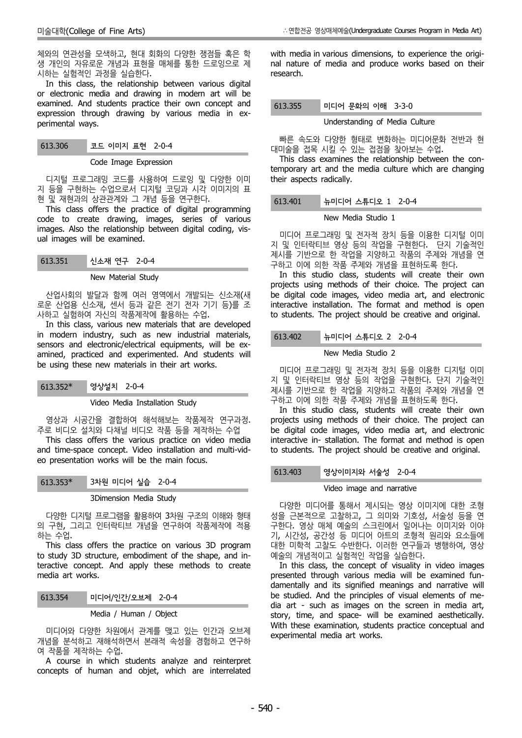체와의 연관성을 모색하고, 현대 회화의 다양한 쟁점들 혹은 학생 개인의 자유로운 개념과 표현을 매체를 통한 드로잉으로 제시하는 실험적인 과정을 실습한다.

In this class, the relationship between various digital or electronic media and drawing in modern art will be examined. And students practice their own concept and expression through drawing by various media in experimental ways.

### 613.306 코드 이미지 표현 2-0-4

Code Image Expression

디지털 프로그래밍 코드를 사용하여 드로잉 및 다양한 이미지 등을 구현하는 수업으로서 디지털 코딩과 시각 이미지의 표현 및 재현과의 상관관계와 그 개념 등을 연구한다.

This class offers the practice of digital programming code to create drawing, images, series of various images. Also the relationship between digital coding, visual images will be examined.

### 613.351 신소재 연구 2-0-4

New Material Study

산업사회의 발달과 함께 여러 영역에서 개발되는 신소재(새로운 산업용 신소재, 센서 등과 같은 전기 전자 기기 등)를 조사하고 실험하여 자신의 작품제작에 활용하는 수업.

In this class, various new materials that are developed in modern industry, such as new industrial materials, sensors and electronic/electrical equipments, will be examined, practiced and experimented. And students will be using these new materials in their art works.

### 613.352* 영상설치 2-0-4

Video Media Installation Study

영상과 시공간을 결합하여 해석해보는 작품제작 연구과정. 주로 비디오 설치와 다채널 비디오 작품 등을 제작하는 수업

This class offers the various practice on video media and time-space concept. Video installation and multi-video presentation works will be the main focus.

### 613.353* 3차원 미디어 실습 2-0-4

3Dimension Media Study

다양한 디지털 프로그램을 활용하여 3차원 구조의 이해와 형태의 구현, 그리고 인터락티브 개념을 연구하여 작품제작에 적용하는 수업.

This class offers the practice on various 3D program to study 3D structure, embodiment of the shape, and interactive concept. And apply these methods to create media art works.

### 613.354 미디어/인간/오브제 2-0-4

Media / Human / Object

미디어와 다양한 차원에서 관계를 맺고 있는 인간과 오브제 개념을 분석하고 재해석하면서 본래적 속성을 경험하고 연구하여 작품을 제작하는 수업.

A course in which students analyze and reinterpret concepts of human and objet, which are interrelated with media in various dimensions, to experience the original nature of media and produce works based on their research.

### 613.355 미디어 문화의 이해 3-3-0

Understanding of Media Culture

빠른 속도와 다양한 형태로 변화하는 미디어문화 전반과 현대미술을 접목 시킬 수 있는 접점을 찾아보는 수업.

This class examines the relationship between the contemporary art and the media culture which are changing their aspects radically.

### 613.401 뉴미디어 스튜디오 1 2-0-4

New Media Studio 1

미디어 프로그래밍 및 전자적 장치 등을 이용한 디지털 이미지 및 인터락티브 영상 등의 작업을 구현한다. 단지 기술적인 제시를 기반으로 한 작업을 지양하고 작품의 주제와 개념을 연구하고 이에 의한 작품 주제와 개념을 표현하도록 한다.

In this studio class, students will create their own projects using methods of their choice. The project can be digital code images, video media art, and electronic interactive installation. The format and method is open to students. The project should be creative and original.

### 613.402 뉴미디어 스튜디오 2 2-0-4

New Media Studio 2

미디어 프로그래밍 및 전자적 장치 등을 이용한 디지털 이미지 및 인터락티브 영상 등의 작업을 구현한다. 단지 기술적인 제시를 기반으로 한 작업을 지양하고 작품의 주제와 개념을 연구하고 이에 의한 작품 주제와 개념을 표현하도록 한다.

In this studio class, students will create their own projects using methods of their choice. The project can be digital code images, video media art, and electronic interactive in- stallation. The format and method is open to students. The project should be creative and original.

### 613.403 영상이미지와 서술성 2-0-4

Video image and narrative

다양한 미디어를 통해서 제시되는 영상 이미지에 대한 조형성을 근본적으로 고찰하고, 그 의미와 기호성, 서술성 등을 연구한다. 영상 매체 예술의 스크린에서 일어나는 이미지와 이야기, 시간성, 공간성 등 미디어 아트의 조형적 원리와 요소들에 대한 미학적 고찰도 수반한다. 이러한 연구들과 병행하여, 영상예술의 개념적이고 실험적인 작업을 실습한다.

In this class, the concept of visuality in video images presented through various media will be examined fundamentally and its signified meanings and narrative will be studied. And the principles of visual elements of media art - such as images on the screen in media art, story, time, and space- will be examined aesthetically. With these examination, students practice conceptual and experimental media art works.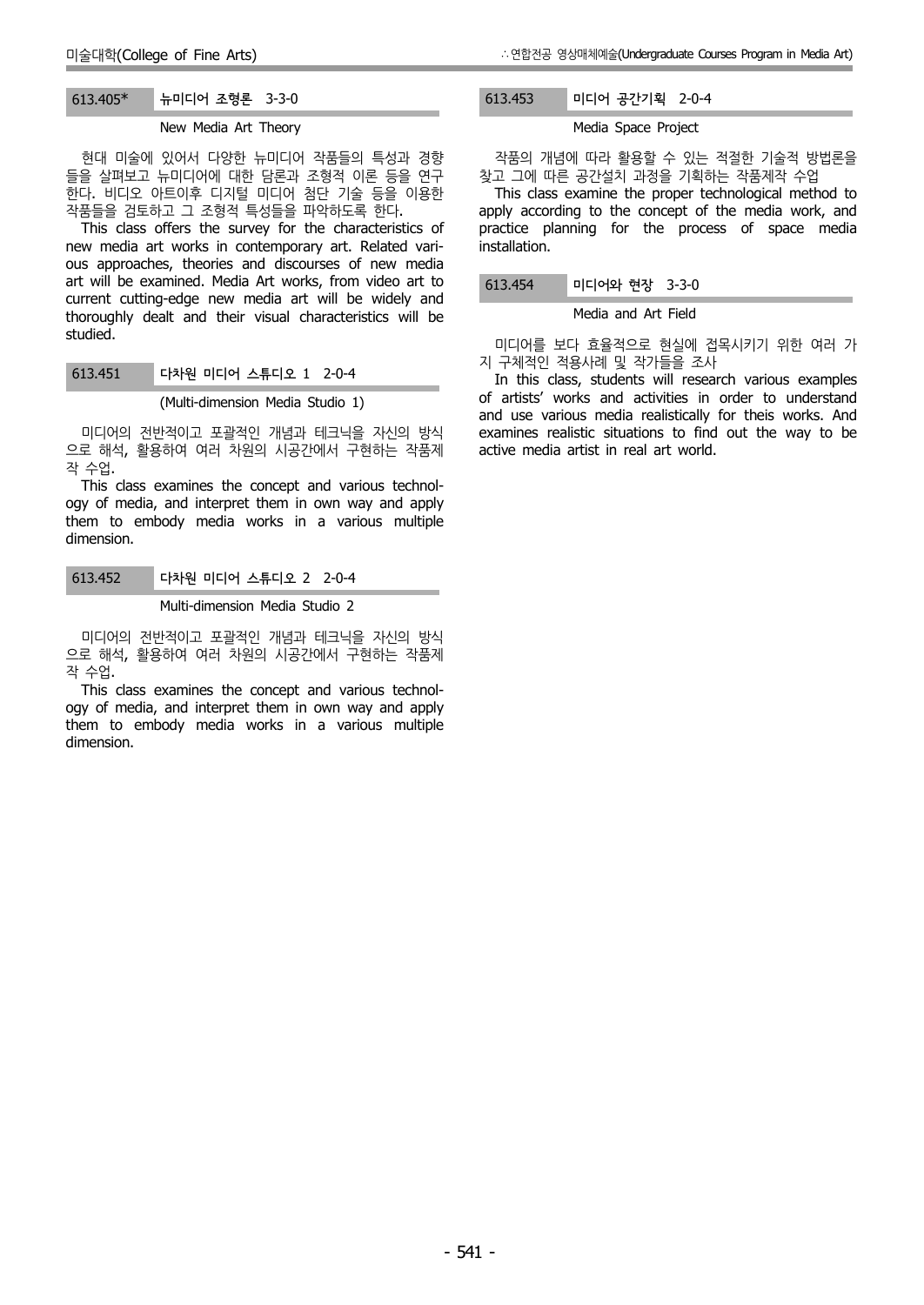### 613.405* 뉴미디어 조형론 3-3-0

New Media Art Theory

현대 미술에 있어서 다양한 뉴미디어 작품들의 특성과 경향들을 살펴보고 뉴미디어에 대한 담론과 조형적 이론 등을 연구한다. 비디오 아트이후 디지털 미디어 첨단 기술 등을 이용한 작품들을 검토하고 그 조형적 특성들을 파악하도록 한다.

This class offers the survey for the characteristics of new media art works in contemporary art. Related various approaches, theories and discourses of new media art will be examined. Media Art works, from video art to current cutting-edge new media art will be widely and thoroughly dealt and their visual characteristics will be studied.

### 613.451 다차원 미디어 스튜디오 1 2-0-4

(Multi-dimension Media Studio 1)

미디어의 전반적이고 포괄적인 개념과 테크닉을 자신의 방식으로 해석, 활용하여 여러 차원의 시공간에서 구현하는 작품제작 수업.

This class examines the concept and various technology of media, and interpret them in own way and apply them to embody media works in a various multiple dimension.

### 613.452 다차원 미디어 스튜디오 2 2-0-4

Multi-dimension Media Studio 2

미디어의 전반적이고 포괄적인 개념과 테크닉을 자신의 방식으로 해석, 활용하여 여러 차원의 시공간에서 구현하는 작품제작 수업.

This class examines the concept and various technology of media, and interpret them in own way and apply them to embody media works in a various multiple dimension.

### 613.453 미디어 공간기획 2-0-4

Media Space Project

작품의 개념에 따라 활용할 수 있는 적절한 기술적 방법론을 찾고 그에 따른 공간설치 과정을 기획하는 작품제작 수업

This class examine the proper technological method to apply according to the concept of the media work, and practice planning for the process of space media installation.

### 613.454 미디어와 현장 3-3-0

Media and Art Field

미디어를 보다 효율적으로 현실에 접목시키기 위한 여러 가지 구체적인 적용사례 및 작가들을 조사

In this class, students will research various examples of artists' works and activities in order to understand and use various media realistically for theis works. And examines realistic situations to find out the way to be active media artist in real art world.